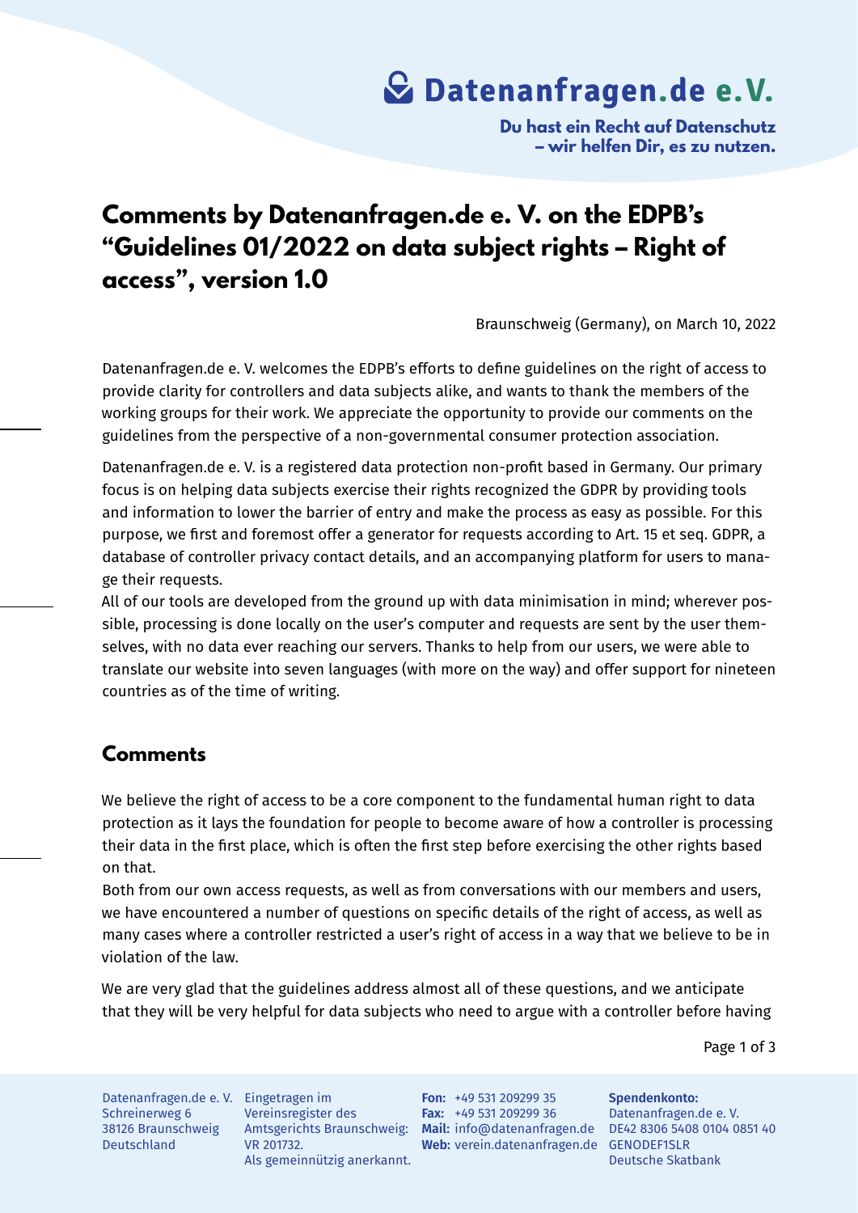# Datenanfragen.de e.V.

**Du hast ein Recht auf Datenschutz – wir helfen Dir, es zu nutzen.**

# Comments by Datenanfragen.de e. V. on the EDPB's "Guidelines 01/2022 on data subject rights – Right of access", version 1.0

Braunschweig (Germany), on March 10, 2022

Datenanfragen.de e. V. welcomes the EDPB's efforts to define guidelines on the right of access to provide clarity for controllers and data subjects alike, and wants to thank the members of the working groups for their work. We appreciate the opportunity to provide our comments on the guidelines from the perspective of a non-governmental consumer protection association.

Datenanfragen.de e. V. is a registered data protection non-profit based in Germany. Our primary focus is on helping data subjects exercise their rights recognized the GDPR by providing tools and information to lower the barrier of entry and make the process as easy as possible. For this purpose, we first and foremost offer a generator for requests according to Art. 15 et seq. GDPR, a database of controller privacy contact details, and an accompanying platform for users to manage their requests.

All of our tools are developed from the ground up with data minimisation in mind; wherever possible, processing is done locally on the user's computer and requests are sent by the user themselves, with no data ever reaching our servers. Thanks to help from our users, we were able to translate our website into seven languages (with more on the way) and offer support for nineteen countries as of the time of writing.

## Comments

We believe the right of access to be a core component to the fundamental human right to data protection as it lays the foundation for people to become aware of how a controller is processing their data in the first place, which is often the first step before exercising the other rights based on that.

Both from our own access requests, as well as from conversations with our members and users, we have encountered a number of questions on specific details of the right of access, as well as many cases where a controller restricted a user's right of access in a way that we believe to be in violation of the law.

We are very glad that the guidelines address almost all of these questions, and we anticipate that they will be very helpful for data subjects who need to argue with a controller before having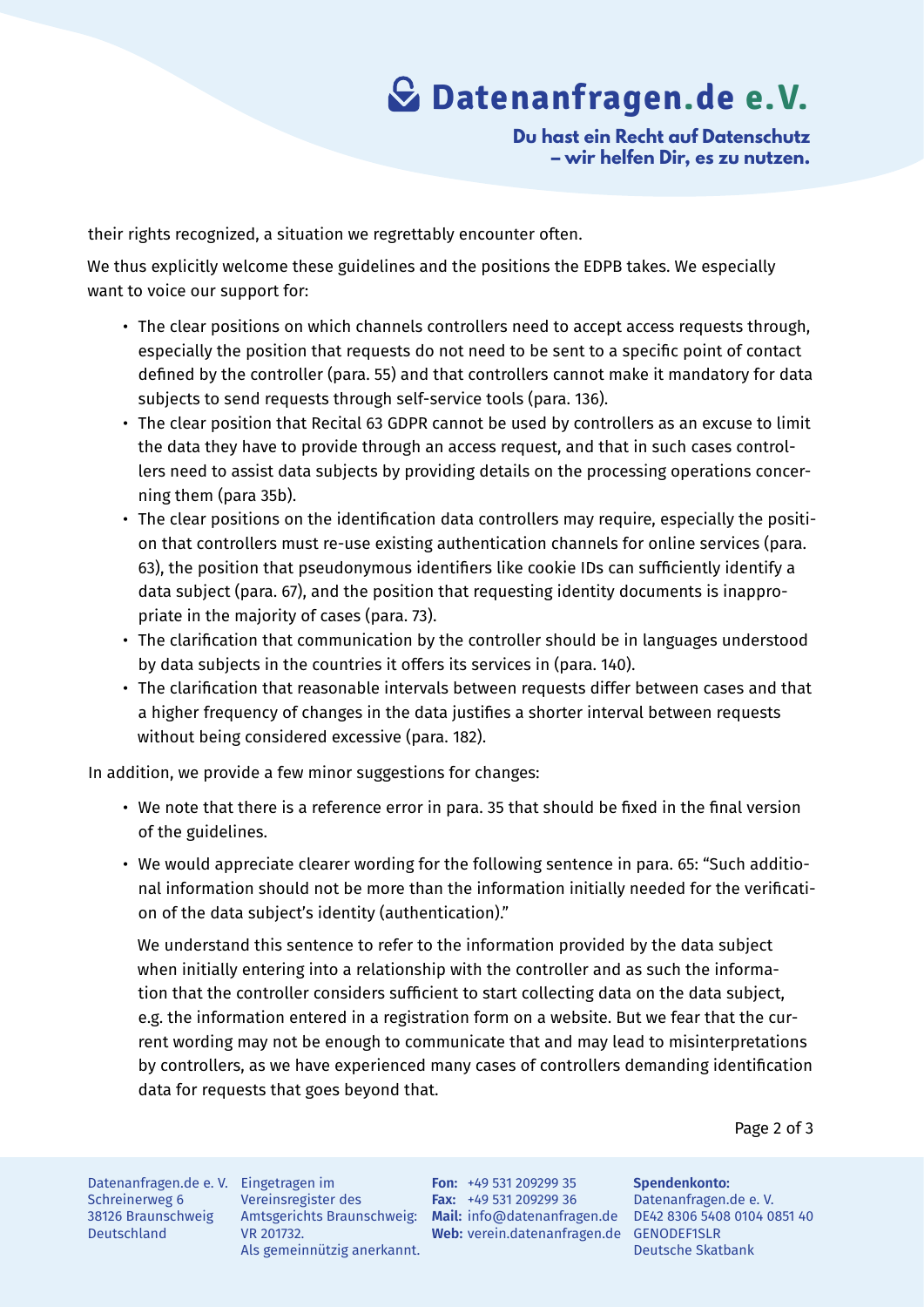their rights recognized, a situation we regrettably encounter often.

We thus explicitly welcome these guidelines and the positions the EDPB takes. We especially want to voice our support for:

- The clear positions on which channels controllers need to accept access requests through, especially the position that requests do not need to be sent to a specific point of contact defined by the controller (para. 55) and that controllers cannot make it mandatory for data subjects to send requests through self-service tools (para. 136).
- The clear position that Recital 63 GDPR cannot be used by controllers as an excuse to limit the data they have to provide through an access request, and that in such cases controllers need to assist data subjects by providing details on the processing operations concerning them (para 35b).
- The clear positions on the identification data controllers may require, especially the position that controllers must re-use existing authentication channels for online services (para. 63), the position that pseudonymous identifiers like cookie IDs can sufficiently identify a data subject (para. 67), and the position that requesting identity documents is inappropriate in the majority of cases (para. 73).
- The clarification that communication by the controller should be in languages understood by data subjects in the countries it offers its services in (para. 140).
- The clarification that reasonable intervals between requests differ between cases and that a higher frequency of changes in the data justifies a shorter interval between requests without being considered excessive (para. 182).

In addition, we provide a few minor suggestions for changes:

- We note that there is a reference error in para. 35 that should be fixed in the final version of the guidelines.
- We would appreciate clearer wording for the following sentence in para. 65: "Such additional information should not be more than the information initially needed for the verification of the data subject's identity (authentication)."

  We understand this sentence to refer to the information provided by the data subject when initially entering into a relationship with the controller and as such the information that the controller considers sufficient to start collecting data on the data subject, e.g. the information entered in a registration form on a website. But we fear that the current wording may not be enough to communicate that and may lead to misinterpretations by controllers, as we have experienced many cases of controllers demanding identification data for requests that goes beyond that.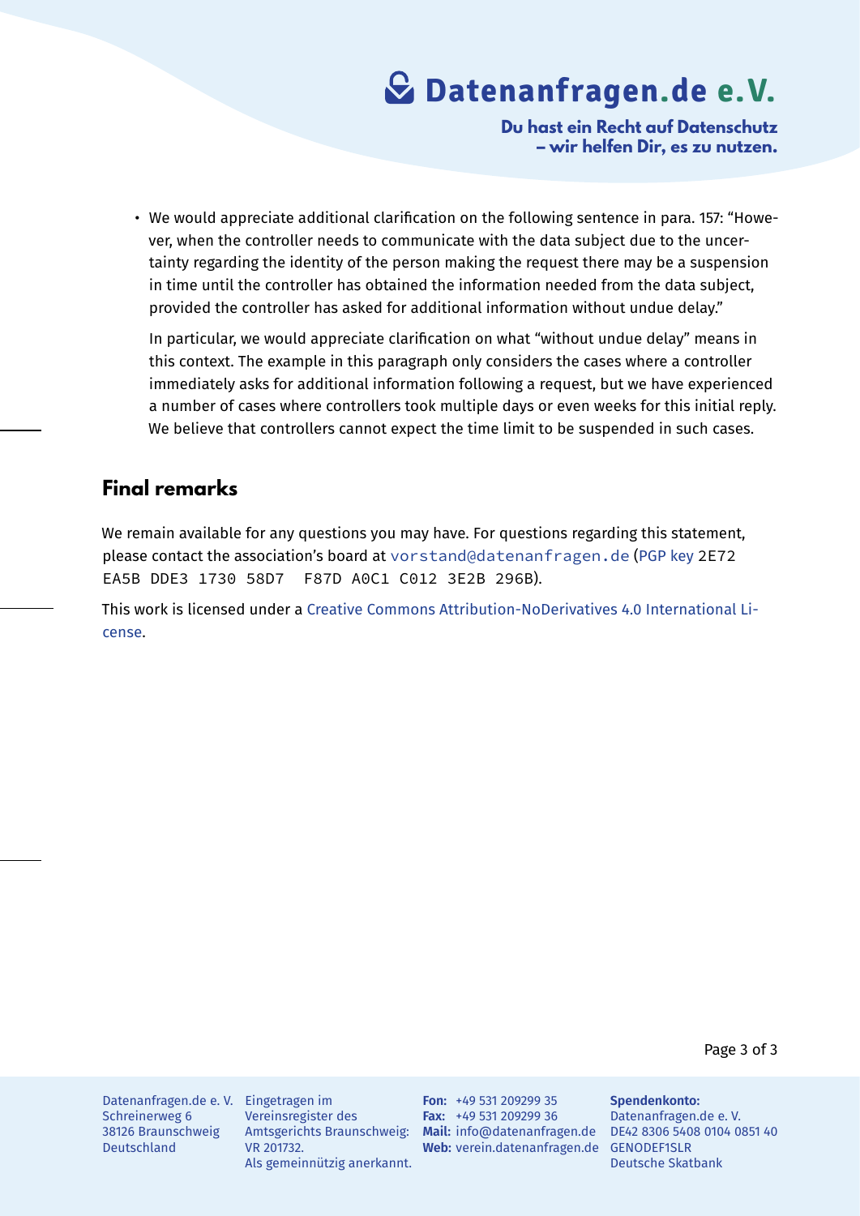- We would appreciate additional clarification on the following sentence in para. 157: "However, when the controller needs to communicate with the data subject due to the uncertainty regarding the identity of the person making the request there may be a suspension in time until the controller has obtained the information needed from the data subject, provided the controller has asked for additional information without undue delay."

  In particular, we would appreciate clarification on what "without undue delay" means in this context. The example in this paragraph only considers the cases where a controller immediately asks for additional information following a request, but we have experienced a number of cases where controllers took multiple days or even weeks for this initial reply. We believe that controllers cannot expect the time limit to be suspended in such cases.

## Final remarks

We remain available for any questions you may have. For questions regarding this statement, please contact the association's board at `vorstand@datenanfragen.de` (PGP key `2E72 EA5B DDE3 1730 58D7  F87D A0C1 C012 3E2B 296B`).

This work is licensed under a Creative Commons Attribution-NoDerivatives 4.0 International License.